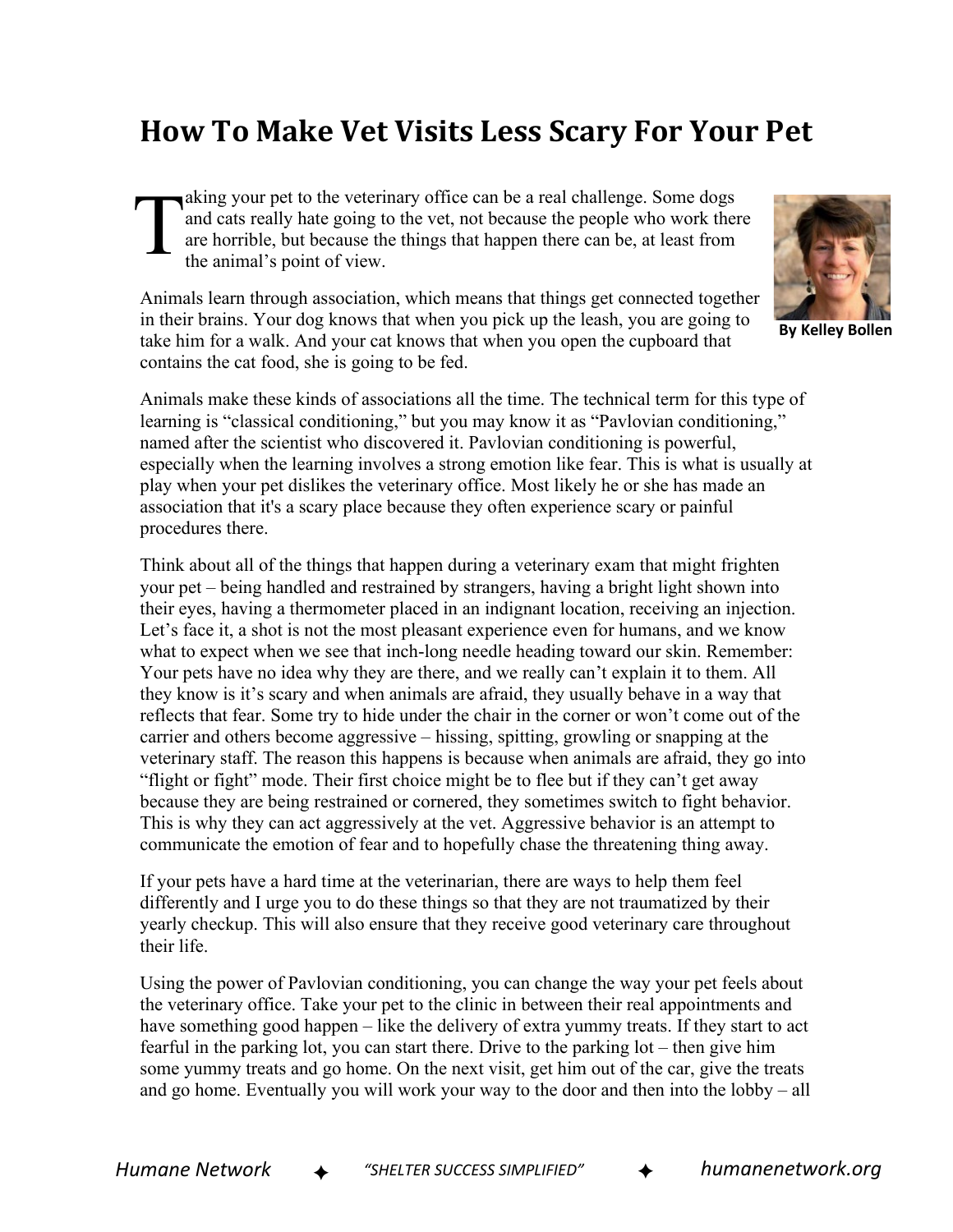# How To Make Vet Visits Less Scary For Your Pet

By Kelley Bollen

Taking your pet to the veterinary office can be a real challenge. Some dogs and cats really hate going to the vet, not because the people who work there are horrible, but because the things that happen there can be, at least from the animal's point of view.

Animals learn through association, which means that things get connected together in their brains. Your dog knows that when you pick up the leash, you are going to take him for a walk. And your cat knows that when you open the cupboard that contains the cat food, she is going to be fed.

Animals make these kinds of associations all the time. The technical term for this type of learning is "classical conditioning," but you may know it as "Pavlovian conditioning," named after the scientist who discovered it. Pavlovian conditioning is powerful, especially when the learning involves a strong emotion like fear. This is what is usually at play when your pet dislikes the veterinary office. Most likely he or she has made an association that it's a scary place because they often experience scary or painful procedures there.

Think about all of the things that happen during a veterinary exam that might frighten your pet – being handled and restrained by strangers, having a bright light shown into their eyes, having a thermometer placed in an indignant location, receiving an injection. Let's face it, a shot is not the most pleasant experience even for humans, and we know what to expect when we see that inch-long needle heading toward our skin. Remember: Your pets have no idea why they are there, and we really can't explain it to them. All they know is it's scary and when animals are afraid, they usually behave in a way that reflects that fear. Some try to hide under the chair in the corner or won't come out of the carrier and others become aggressive – hissing, spitting, growling or snapping at the veterinary staff. The reason this happens is because when animals are afraid, they go into "flight or fight" mode. Their first choice might be to flee but if they can't get away because they are being restrained or cornered, they sometimes switch to fight behavior. This is why they can act aggressively at the vet. Aggressive behavior is an attempt to communicate the emotion of fear and to hopefully chase the threatening thing away.

If your pets have a hard time at the veterinarian, there are ways to help them feel differently and I urge you to do these things so that they are not traumatized by their yearly checkup. This will also ensure that they receive good veterinary care throughout their life.

Using the power of Pavlovian conditioning, you can change the way your pet feels about the veterinary office. Take your pet to the clinic in between their real appointments and have something good happen – like the delivery of extra yummy treats. If they start to act fearful in the parking lot, you can start there. Drive to the parking lot – then give him some yummy treats and go home. On the next visit, get him out of the car, give the treats and go home. Eventually you will work your way to the door and then into the lobby – all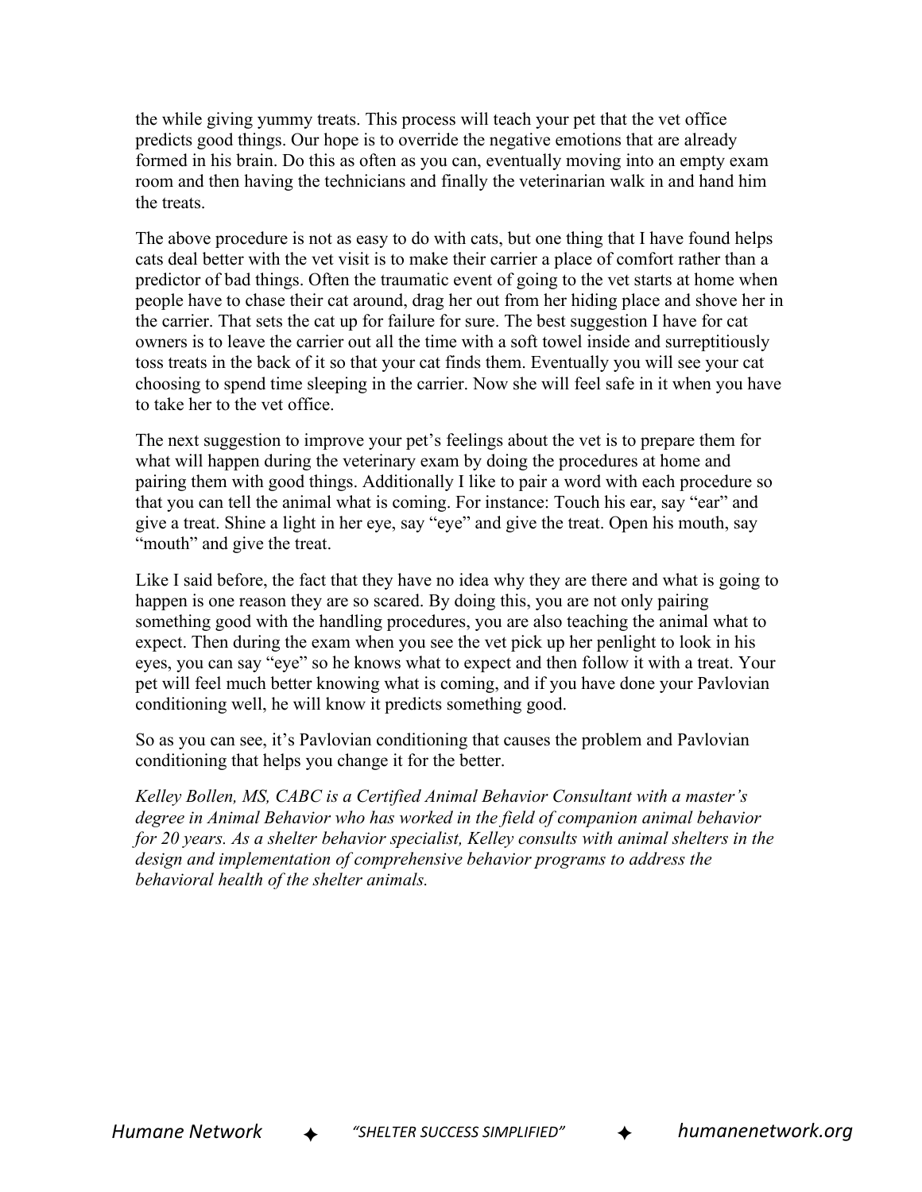the while giving yummy treats. This process will teach your pet that the vet office predicts good things. Our hope is to override the negative emotions that are already formed in his brain. Do this as often as you can, eventually moving into an empty exam room and then having the technicians and finally the veterinarian walk in and hand him the treats.

The above procedure is not as easy to do with cats, but one thing that I have found helps cats deal better with the vet visit is to make their carrier a place of comfort rather than a predictor of bad things. Often the traumatic event of going to the vet starts at home when people have to chase their cat around, drag her out from her hiding place and shove her in the carrier. That sets the cat up for failure for sure. The best suggestion I have for cat owners is to leave the carrier out all the time with a soft towel inside and surreptitiously toss treats in the back of it so that your cat finds them. Eventually you will see your cat choosing to spend time sleeping in the carrier. Now she will feel safe in it when you have to take her to the vet office.

The next suggestion to improve your pet's feelings about the vet is to prepare them for what will happen during the veterinary exam by doing the procedures at home and pairing them with good things. Additionally I like to pair a word with each procedure so that you can tell the animal what is coming. For instance: Touch his ear, say "ear" and give a treat. Shine a light in her eye, say "eye" and give the treat. Open his mouth, say "mouth" and give the treat.

Like I said before, the fact that they have no idea why they are there and what is going to happen is one reason they are so scared. By doing this, you are not only pairing something good with the handling procedures, you are also teaching the animal what to expect. Then during the exam when you see the vet pick up her penlight to look in his eyes, you can say "eye" so he knows what to expect and then follow it with a treat. Your pet will feel much better knowing what is coming, and if you have done your Pavlovian conditioning well, he will know it predicts something good.

So as you can see, it's Pavlovian conditioning that causes the problem and Pavlovian conditioning that helps you change it for the better.

*Kelley Bollen, MS, CABC is a Certified Animal Behavior Consultant with a master's degree in Animal Behavior who has worked in the field of companion animal behavior for 20 years. As a shelter behavior specialist, Kelley consults with animal shelters in the design and implementation of comprehensive behavior programs to address the behavioral health of the shelter animals.*